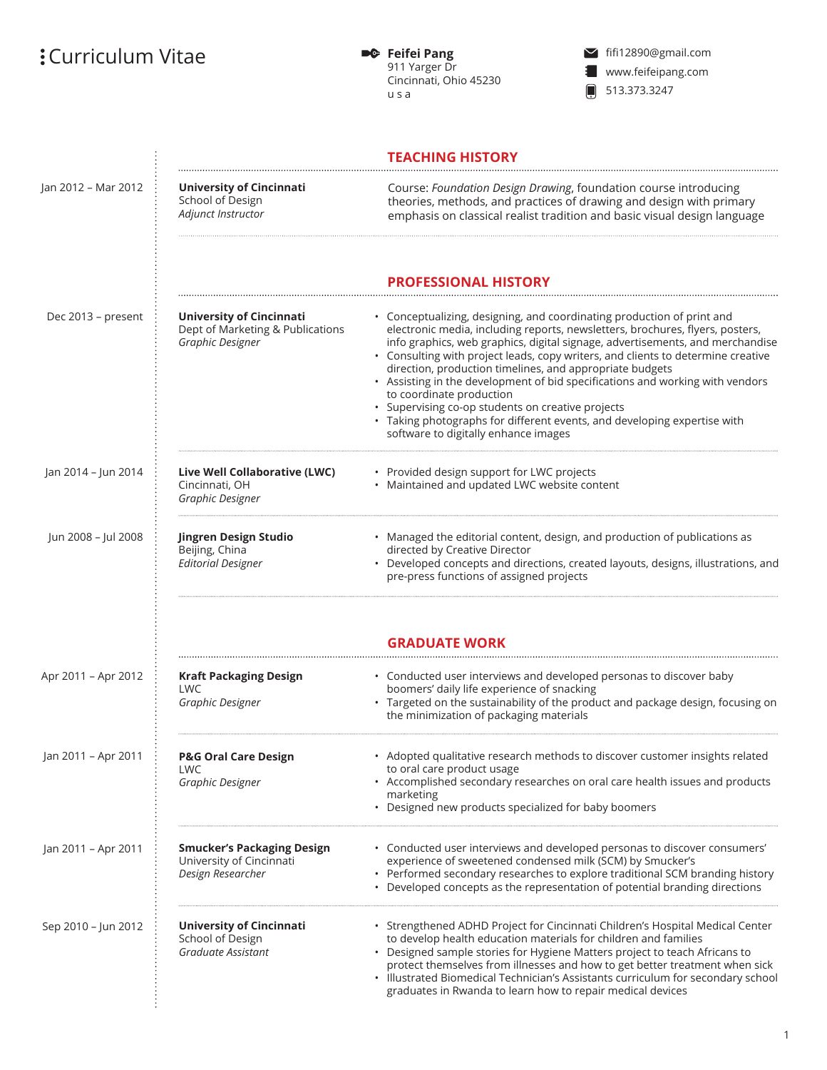# Curriculum Vitae

**Feifei Pang**
911 Yarger Dr
Cincinnati, Ohio 45230
u s a

fifi12890@gmail.com
www.feifeipang.com
513.373.3247

## TEACHING HISTORY

Jan 2012 – Mar 2012

**University of Cincinnati**
School of Design
*Adjunct Instructor*

Course: *Foundation Design Drawing*, foundation course introducing theories, methods, and practices of drawing and design with primary emphasis on classical realist tradition and basic visual design language

## PROFESSIONAL HISTORY

Dec 2013 – present

**University of Cincinnati**
Dept of Marketing & Publications
*Graphic Designer*

- Conceptualizing, designing, and coordinating production of print and electronic media, including reports, newsletters, brochures, flyers, posters, info graphics, web graphics, digital signage, advertisements, and merchandise
- Consulting with project leads, copy writers, and clients to determine creative direction, production timelines, and appropriate budgets
- Assisting in the development of bid specifications and working with vendors to coordinate production
- Supervising co-op students on creative projects
- Taking photographs for different events, and developing expertise with software to digitally enhance images

Jan 2014 – Jun 2014

**Live Well Collaborative (LWC)**
Cincinnati, OH
*Graphic Designer*

- Provided design support for LWC projects
- Maintained and updated LWC website content

Jun 2008 – Jul 2008

**Jingren Design Studio**
Beijing, China
*Editorial Designer*

- Managed the editorial content, design, and production of publications as directed by Creative Director
- Developed concepts and directions, created layouts, designs, illustrations, and pre-press functions of assigned projects

## GRADUATE WORK

Apr 2011 – Apr 2012

**Kraft Packaging Design**
LWC
*Graphic Designer*

- Conducted user interviews and developed personas to discover baby boomers' daily life experience of snacking
- Targeted on the sustainability of the product and package design, focusing on the minimization of packaging materials

Jan 2011 – Apr 2011

**P&G Oral Care Design**
LWC
*Graphic Designer*

- Adopted qualitative research methods to discover customer insights related to oral care product usage
- Accomplished secondary researches on oral care health issues and products marketing
- Designed new products specialized for baby boomers

Jan 2011 – Apr 2011

**Smucker's Packaging Design**
University of Cincinnati
*Design Researcher*

- Conducted user interviews and developed personas to discover consumers' experience of sweetened condensed milk (SCM) by Smucker's
- Performed secondary researches to explore traditional SCM branding history
- Developed concepts as the representation of potential branding directions

Sep 2010 – Jun 2012

**University of Cincinnati**
School of Design
*Graduate Assistant*

- Strengthened ADHD Project for Cincinnati Children's Hospital Medical Center to develop health education materials for children and families
- Designed sample stories for Hygiene Matters project to teach Africans to protect themselves from illnesses and how to get better treatment when sick
- Illustrated Biomedical Technician's Assistants curriculum for secondary school graduates in Rwanda to learn how to repair medical devices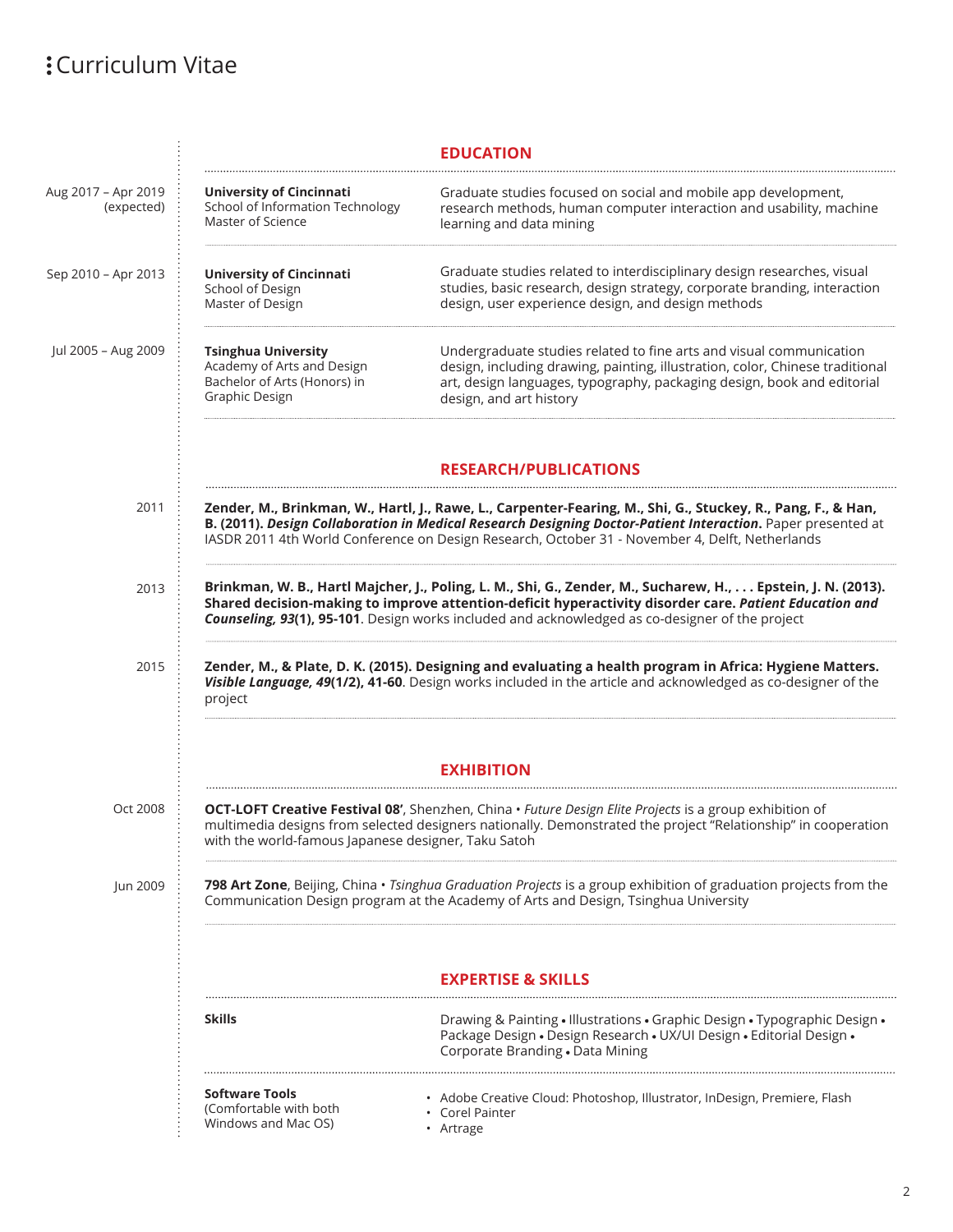# Curriculum Vitae

## EDUCATION

**Aug 2017 – Apr 2019 (expected)**

**University of Cincinnati**
School of Information Technology
Master of Science

Graduate studies focused on social and mobile app development, research methods, human computer interaction and usability, machine learning and data mining

**Sep 2010 – Apr 2013**

**University of Cincinnati**
School of Design
Master of Design

Graduate studies related to interdisciplinary design researches, visual studies, basic research, design strategy, corporate branding, interaction design, user experience design, and design methods

**Jul 2005 – Aug 2009**

**Tsinghua University**
Academy of Arts and Design
Bachelor of Arts (Honors) in Graphic Design

Undergraduate studies related to fine arts and visual communication design, including drawing, painting, illustration, color, Chinese traditional art, design languages, typography, packaging design, book and editorial design, and art history

## RESEARCH/PUBLICATIONS

**2011**

**Zender, M., Brinkman, W., Hartl, J., Rawe, L., Carpenter-Fearing, M., Shi, G., Stuckey, R., Pang, F., & Han, B. (2011).** ***Design Collaboration in Medical Research Designing Doctor-Patient Interaction*.** Paper presented at IASDR 2011 4th World Conference on Design Research, October 31 - November 4, Delft, Netherlands

**2013**

**Brinkman, W. B., Hartl Majcher, J., Poling, L. M., Shi, G., Zender, M., Sucharew, H., . . . Epstein, J. N. (2013). Shared decision-making to improve attention-deficit hyperactivity disorder care. *Patient Education and Counseling, 93*(1), 95-101**. Design works included and acknowledged as co-designer of the project

**2015**

**Zender, M., & Plate, D. K. (2015). Designing and evaluating a health program in Africa: Hygiene Matters. *Visible Language, 49*(1/2), 41-60**. Design works included in the article and acknowledged as co-designer of the project

## EXHIBITION

**Oct 2008**

**OCT-LOFT Creative Festival 08'**, Shenzhen, China • *Future Design Elite Projects* is a group exhibition of multimedia designs from selected designers nationally. Demonstrated the project "Relationship" in cooperation with the world-famous Japanese designer, Taku Satoh

**Jun 2009**

**798 Art Zone**, Beijing, China • *Tsinghua Graduation Projects* is a group exhibition of graduation projects from the Communication Design program at the Academy of Arts and Design, Tsinghua University

## EXPERTISE & SKILLS

**Skills**

Drawing & Painting • Illustrations • Graphic Design • Typographic Design • Package Design • Design Research • UX/UI Design • Editorial Design • Corporate Branding • Data Mining

**Software Tools**
(Comfortable with both Windows and Mac OS)

- Adobe Creative Cloud: Photoshop, Illustrator, InDesign, Premiere, Flash
- Corel Painter
- Artrage